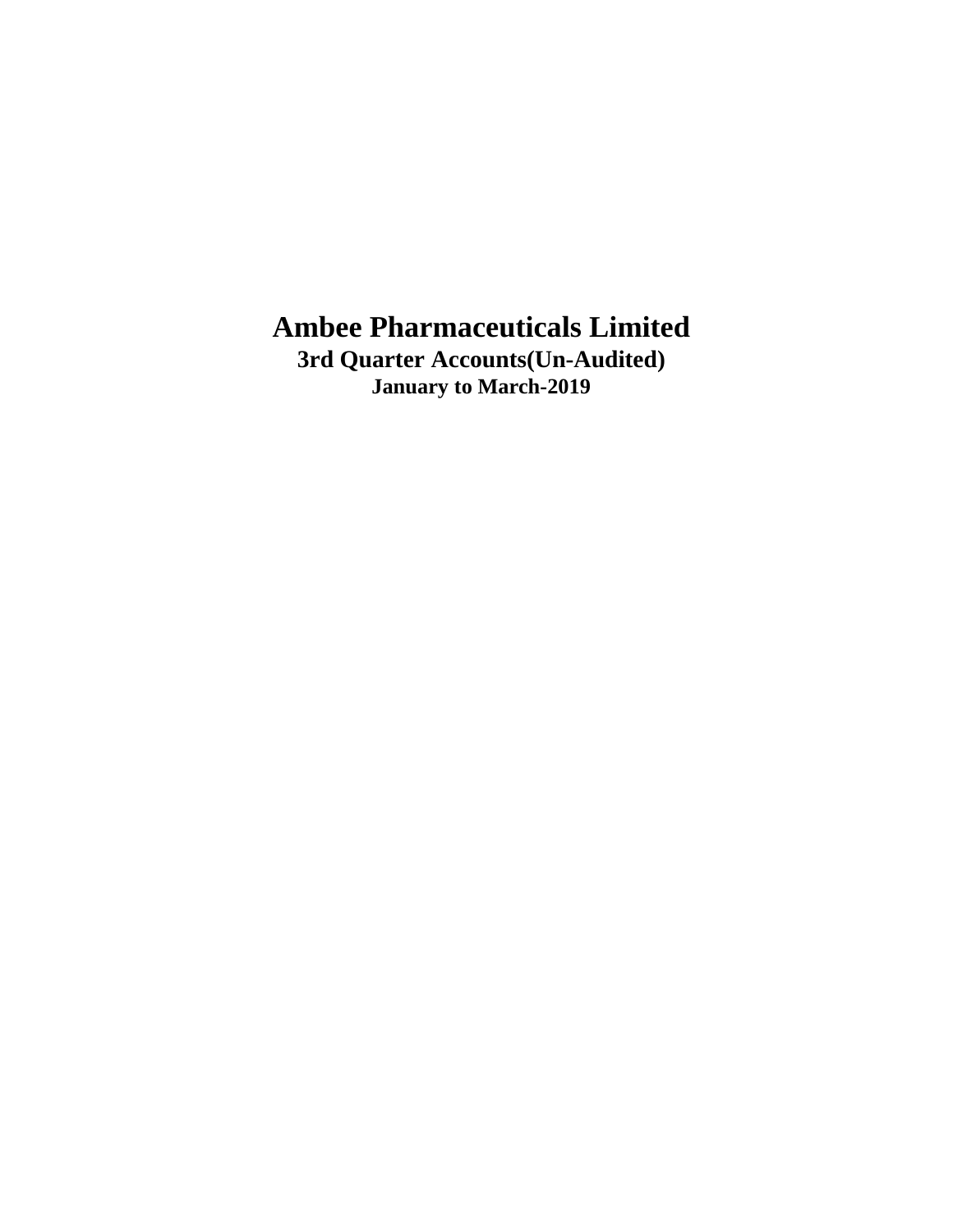# Ambee Pharmaceuticals Limited

## 3rd Quarter Accounts(Un-Audited)

### January to March-2019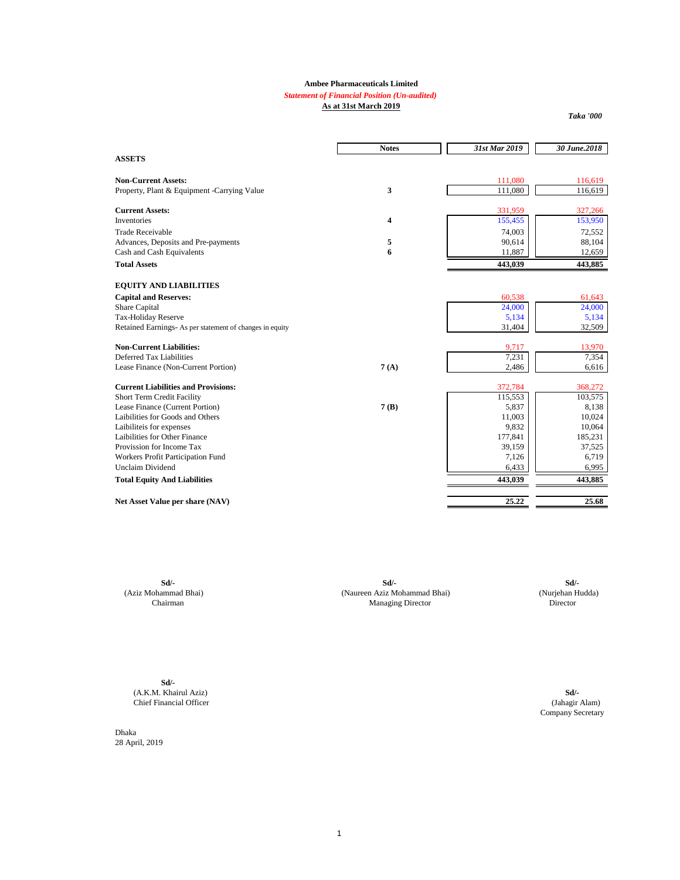**Ambee Pharmaceuticals Limited**

***Statement of Financial Position (Un-audited)***

**As at 31st March 2019**

***Taka '000***

| | Notes | *31st Mar 2019* | *30 June.2018* |
|---|---|---|---|
| **ASSETS** | | | |
| **Non-Current Assets:** | | 111,080 | 116,619 |
| Property, Plant & Equipment -Carrying Value | 3 | 111,080 | 116,619 |
| **Current Assets:** | | 331,959 | 327,266 |
| Inventories | 4 | 155,455 | 153,950 |
| Trade Receivable | | 74,003 | 72,552 |
| Advances, Deposits and Pre-payments | 5 | 90,614 | 88,104 |
| Cash and Cash Equivalents | 6 | 11,887 | 12,659 |
| **Total Assets** | | **443,039** | **443,885** |
| **EQUITY AND LIABILITIES** | | | |
| **Capital and Reserves:** | | 60,538 | 61,643 |
| Share Capital | | 24,000 | 24,000 |
| Tax-Holiday Reserve | | 5,134 | 5,134 |
| Retained Earnings- As per statement of changes in equity | | 31,404 | 32,509 |
| **Non-Current Liabilities:** | | 9,717 | 13,970 |
| Deferred Tax Liabilities | | 7,231 | 7,354 |
| Lease Finance (Non-Current Portion) | 7 (A) | 2,486 | 6,616 |
| **Current Liabilities and Provisions:** | | 372,784 | 368,272 |
| Short Term Credit Facility | | 115,553 | 103,575 |
| Lease Finance (Current Portion) | 7 (B) | 5,837 | 8,138 |
| Laibilities for Goods and Others | | 11,003 | 10,024 |
| Laibiliteis for expenses | | 9,832 | 10,064 |
| Laibilities for Other Finance | | 177,841 | 185,231 |
| Provission for Income Tax | | 39,159 | 37,525 |
| Workers Profit Participation Fund | | 7,126 | 6,719 |
| Unclaim Dividend | | 6,433 | 6,995 |
| **Total Equity And Liabilities** | | **443,039** | **443,885** |
| **Net Asset Value per share (NAV)** | | **25.22** | **25.68** |

**Sd/-**
(Aziz Mohammad Bhai)
Chairman

**Sd/-**
(Naureen Aziz Mohammad Bhai)
Managing Director

**Sd/-**
(Nurjehan Hudda)
Director

**Sd/-**
(A.K.M. Khairul Aziz)
Chief Financial Officer

**Sd/-**
(Jahagir Alam)
Company Secretary

Dhaka
28 April, 2019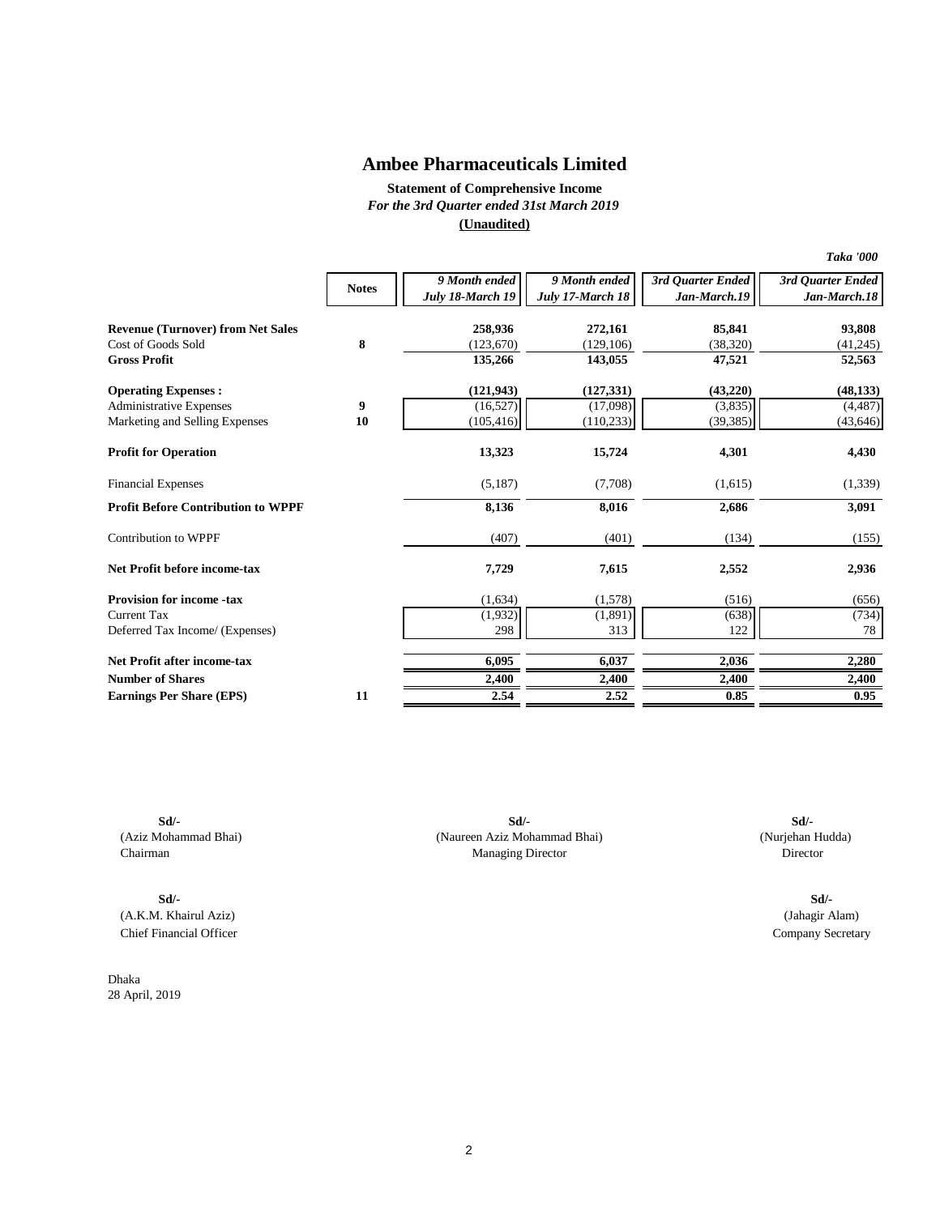# Ambee Pharmaceuticals Limited

**Statement of Comprehensive Income**

*For the 3rd Quarter ended 31st March 2019*

**(Unaudited)**

*Taka '000*

| | Notes | *9 Month ended July 18-March 19* | *9 Month ended July 17-March 18* | *3rd Quarter Ended Jan-March.19* | *3rd Quarter Ended Jan-March.18* |
|---|---|---|---|---|---|
| **Revenue (Turnover) from Net Sales** | | **258,936** | **272,161** | **85,841** | **93,808** |
| Cost of Goods Sold | **8** | (123,670) | (129,106) | (38,320) | (41,245) |
| **Gross Profit** | | **135,266** | **143,055** | **47,521** | **52,563** |
| **Operating Expenses :** | | **(121,943)** | **(127,331)** | **(43,220)** | **(48,133)** |
| Administrative Expenses | **9** | (16,527) | (17,098) | (3,835) | (4,487) |
| Marketing and Selling Expenses | **10** | (105,416) | (110,233) | (39,385) | (43,646) |
| **Profit for Operation** | | **13,323** | **15,724** | **4,301** | **4,430** |
| Financial Expenses | | (5,187) | (7,708) | (1,615) | (1,339) |
| **Profit Before Contribution to WPPF** | | **8,136** | **8,016** | **2,686** | **3,091** |
| Contribution to WPPF | | (407) | (401) | (134) | (155) |
| **Net Profit before income-tax** | | **7,729** | **7,615** | **2,552** | **2,936** |
| **Provision for income -tax** | | (1,634) | (1,578) | (516) | (656) |
| Current Tax | | (1,932) | (1,891) | (638) | (734) |
| Deferred Tax Income/ (Expenses) | | 298 | 313 | 122 | 78 |
| **Net Profit after income-tax** | | **6,095** | **6,037** | **2,036** | **2,280** |
| **Number of Shares** | | **2,400** | **2,400** | **2,400** | **2,400** |
| **Earnings Per Share (EPS)** | **11** | **2.54** | **2.52** | **0.85** | **0.95** |

**Sd/-**
(Aziz Mohammad Bhai)
Chairman

**Sd/-**
(Naureen Aziz Mohammad Bhai)
Managing Director

**Sd/-**
(Nurjehan Hudda)
Director

**Sd/-**
(A.K.M. Khairul Aziz)
Chief Financial Officer

**Sd/-**
(Jahagir Alam)
Company Secretary

Dhaka
28 April, 2019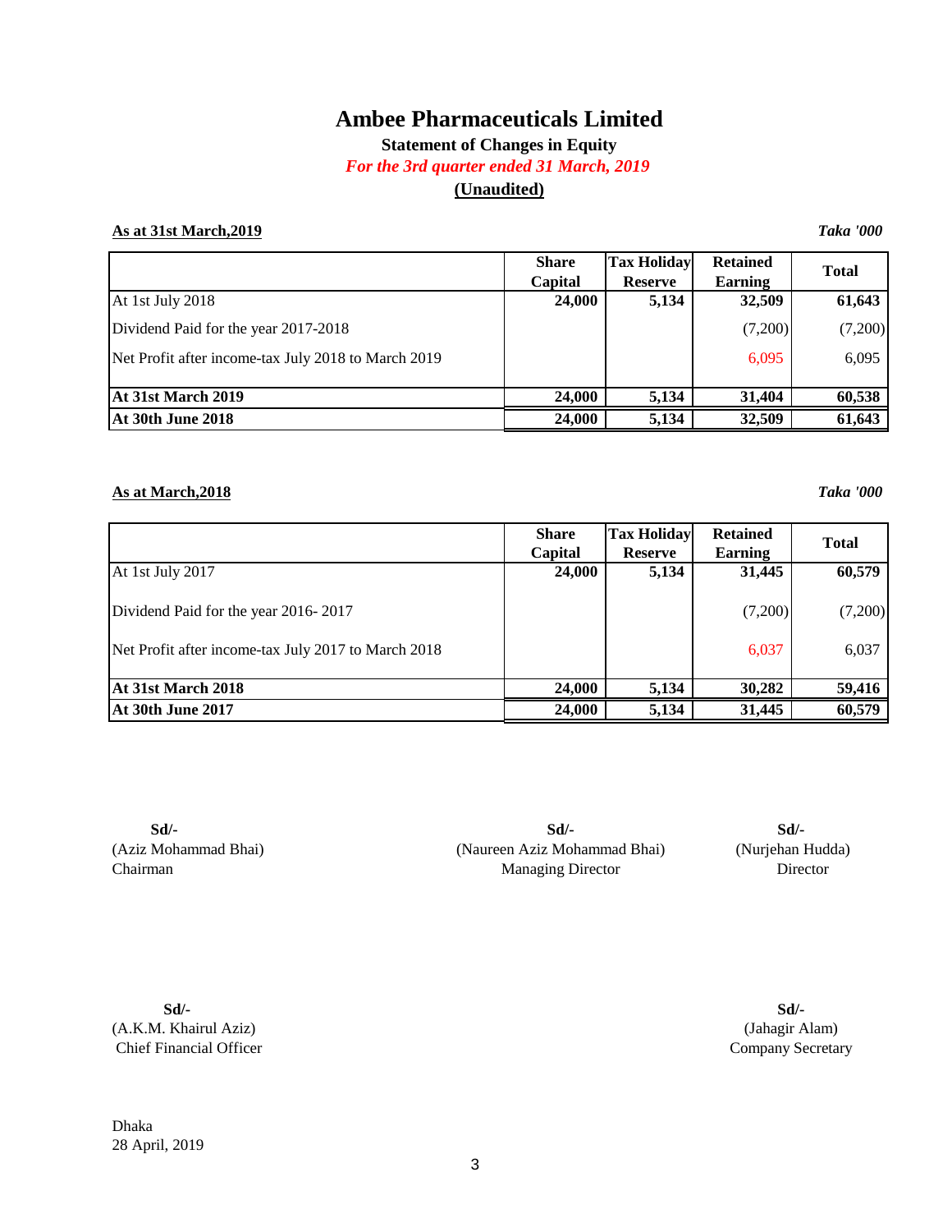# Ambee Pharmaceuticals Limited

**Statement of Changes in Equity**

***For the 3rd quarter ended 31 March, 2019***

**(Unaudited)**

**As at 31st March,2019** ***Taka '000***

| | Share Capital | Tax Holiday Reserve | Retained Earning | Total |
|---|---|---|---|---|
| At 1st July 2018 | **24,000** | **5,134** | **32,509** | **61,643** |
| Dividend Paid for the year 2017-2018 | | | (7,200) | (7,200) |
| Net Profit after income-tax July 2018 to March 2019 | | | 6,095 | 6,095 |
| **At 31st March 2019** | **24,000** | **5,134** | **31,404** | **60,538** |
| **At 30th June 2018** | **24,000** | **5,134** | **32,509** | **61,643** |

**As at March,2018** ***Taka '000***

| | Share Capital | Tax Holiday Reserve | Retained Earning | Total |
|---|---|---|---|---|
| At 1st July 2017 | **24,000** | **5,134** | **31,445** | **60,579** |
| Dividend Paid for the year 2016- 2017 | | | (7,200) | (7,200) |
| Net Profit after income-tax July 2017 to March 2018 | | | 6,037 | 6,037 |
| **At 31st March 2018** | **24,000** | **5,134** | **30,282** | **59,416** |
| **At 30th June 2017** | **24,000** | **5,134** | **31,445** | **60,579** |

**Sd/-**
(Aziz Mohammad Bhai)
Chairman

**Sd/-**
(Naureen Aziz Mohammad Bhai)
Managing Director

**Sd/-**
(Nurjehan Hudda)
Director

**Sd/-**
(A.K.M. Khairul Aziz)
Chief Financial Officer

**Sd/-**
(Jahagir Alam)
Company Secretary

Dhaka
28 April, 2019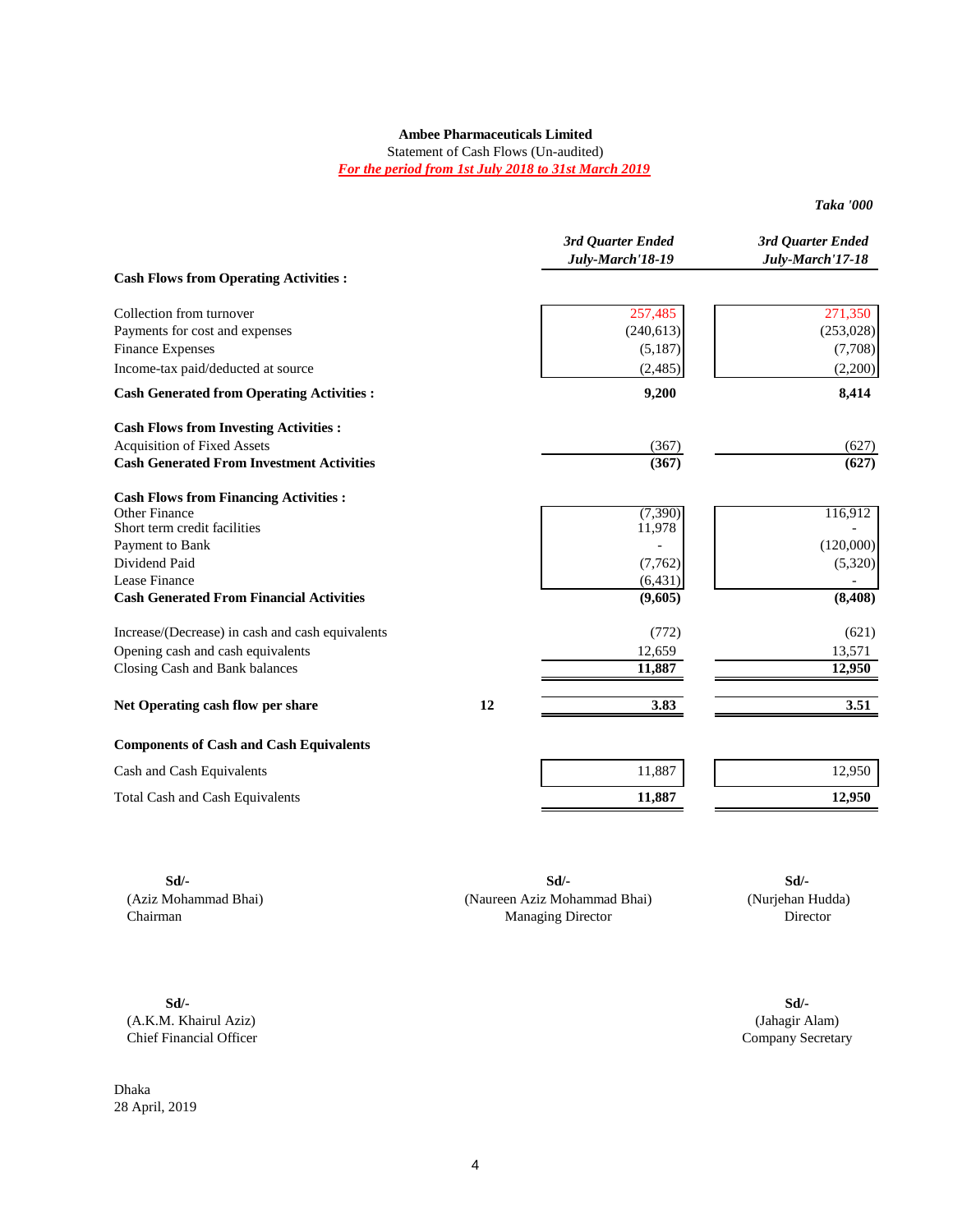**Ambee Pharmaceuticals Limited**

Statement of Cash Flows (Un-audited)

***For the period from 1st July 2018 to 31st March 2019***

*Taka '000*

| | | *3rd Quarter Ended July-March'18-19* | *3rd Quarter Ended July-March'17-18* |
|---|---|---|---|
| **Cash Flows from Operating Activities :** | | | |
| Collection from turnover | | 257,485 | 271,350 |
| Payments for cost and expenses | | (240,613) | (253,028) |
| Finance Expenses | | (5,187) | (7,708) |
| Income-tax paid/deducted at source | | (2,485) | (2,200) |
| **Cash Generated from Operating Activities :** | | **9,200** | **8,414** |
| **Cash Flows from Investing Activities :** | | | |
| Acquisition of Fixed Assets | | (367) | (627) |
| **Cash Generated From Investment Activities** | | **(367)** | **(627)** |
| **Cash Flows from Financing Activities :** | | | |
| Other Finance | | (7,390) | 116,912 |
| Short term credit facilities | | 11,978 | - |
| Payment to Bank | | - | (120,000) |
| Dividend Paid | | (7,762) | (5,320) |
| Lease Finance | | (6,431) | - |
| **Cash Generated From Financial Activities** | | **(9,605)** | **(8,408)** |
| Increase/(Decrease) in cash and cash equivalents | | (772) | (621) |
| Opening cash and cash equivalents | | 12,659 | 13,571 |
| Closing Cash and Bank balances | | **11,887** | **12,950** |
| **Net Operating cash flow per share** | **12** | **3.83** | **3.51** |
| **Components of Cash and Cash Equivalents** | | | |
| Cash and Cash Equivalents | | 11,887 | 12,950 |
| Total Cash and Cash Equivalents | | **11,887** | **12,950** |

| **Sd/-** | **Sd/-** | **Sd/-** |
|---|---|---|
| (Aziz Mohammad Bhai) | (Naureen Aziz Mohammad Bhai) | (Nurjehan Hudda) |
| Chairman | Managing Director | Director |

| **Sd/-** | **Sd/-** |
|---|---|
| (A.K.M. Khairul Aziz) | (Jahagir Alam) |
| Chief Financial Officer | Company Secretary |

Dhaka

28 April, 2019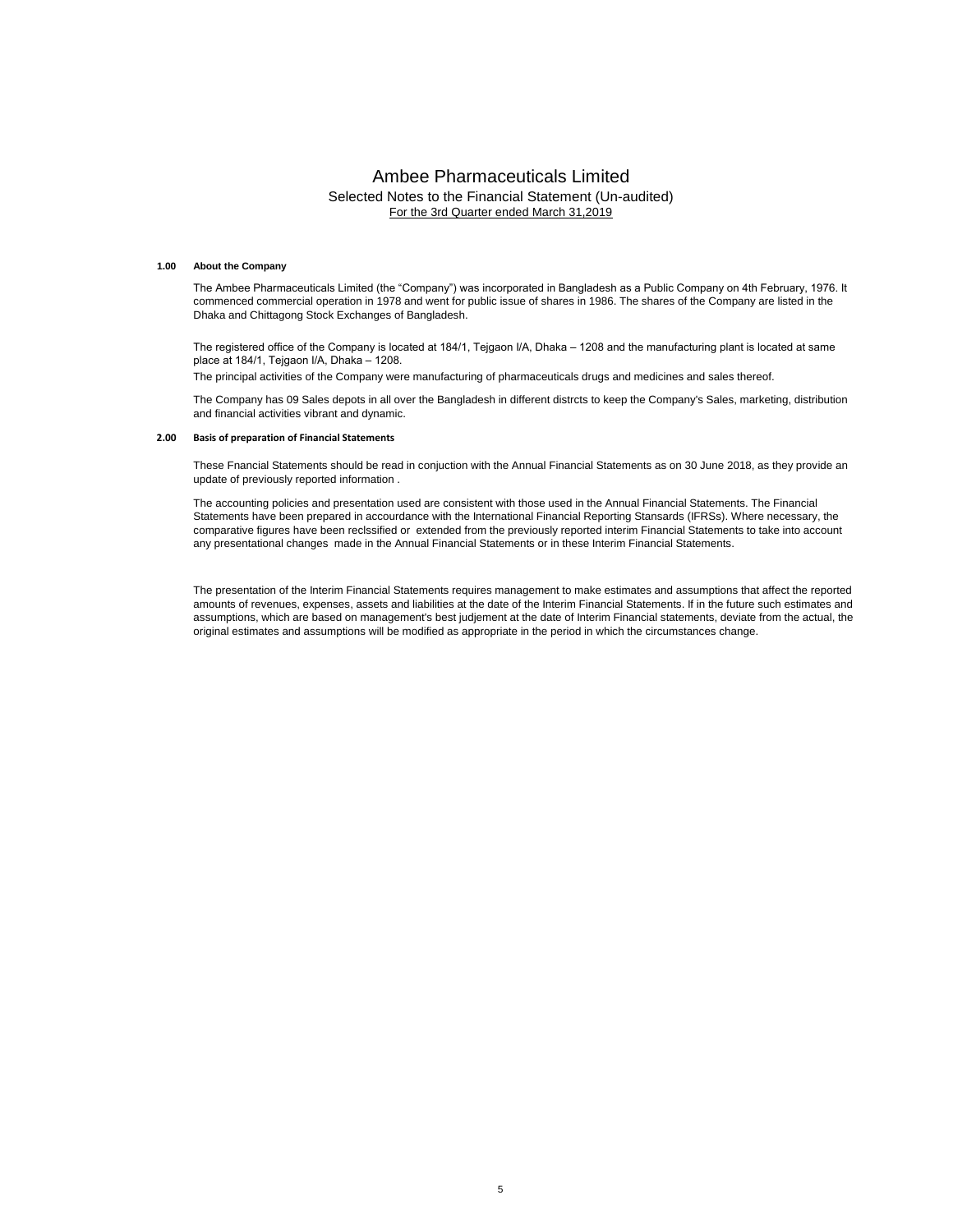# Ambee Pharmaceuticals Limited

Selected Notes to the Financial Statement (Un-audited)

For the 3rd Quarter ended March 31,2019

**1.00 About the Company**

The Ambee Pharmaceuticals Limited (the "Company") was incorporated in Bangladesh as a Public Company on 4th February, 1976. It commenced commercial operation in 1978 and went for public issue of shares in 1986. The shares of the Company are listed in the Dhaka and Chittagong Stock Exchanges of Bangladesh.

The registered office of the Company is located at 184/1, Tejgaon I/A, Dhaka – 1208 and the manufacturing plant is located at same place at 184/1, Tejgaon I/A, Dhaka – 1208.

The principal activities of the Company were manufacturing of pharmaceuticals drugs and medicines and sales thereof.

The Company has 09 Sales depots in all over the Bangladesh in different distrcts to keep the Company's Sales, marketing, distribution and financial activities vibrant and dynamic.

**2.00 Basis of preparation of Financial Statements**

These Fnancial Statements should be read in conjuction with the Annual Financial Statements as on 30 June 2018, as they provide an update of previously reported information .

The accounting policies and presentation used are consistent with those used in the Annual Financial Statements. The Financial Statements have been prepared in accourdance with the International Financial Reporting Stansards (IFRSs). Where necessary, the comparative figures have been reclssified or extended from the previously reported interim Financial Statements to take into account any presentational changes made in the Annual Financial Statements or in these Interim Financial Statements.

The presentation of the Interim Financial Statements requires management to make estimates and assumptions that affect the reported amounts of revenues, expenses, assets and liabilities at the date of the Interim Financial Statements. If in the future such estimates and assumptions, which are based on management's best judjement at the date of Interim Financial statements, deviate from the actual, the original estimates and assumptions will be modified as appropriate in the period in which the circumstances change.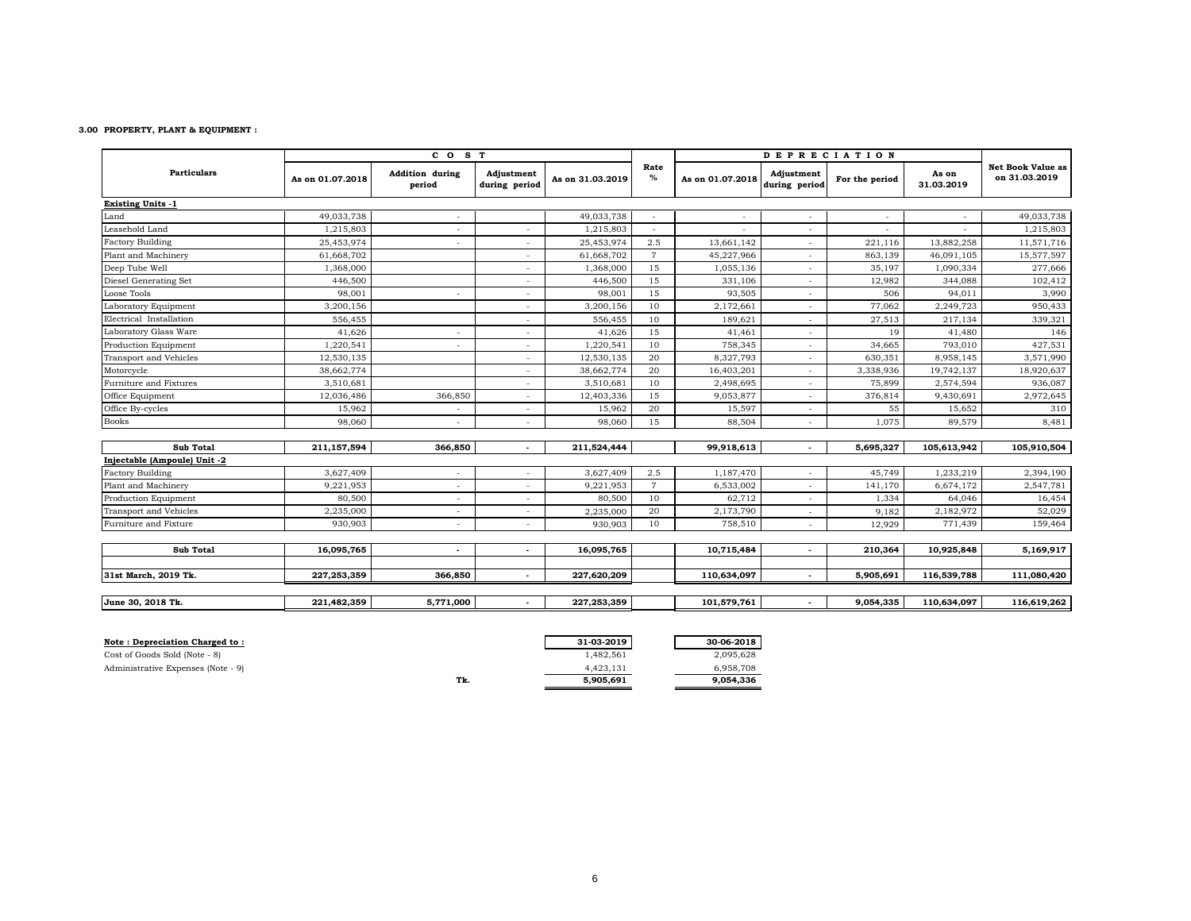**3.00 PROPERTY, PLANT & EQUIPMENT :**

| Particulars | COST | | | | Rate % | DEPRECIATION | | | | Net Book Value as on 31.03.2019 |
|---|---|---|---|---|---|---|---|---|---|---|
| | As on 01.07.2018 | Addition during period | Adjustment during period | As on 31.03.2019 | | As on 01.07.2018 | Adjustment during period | For the period | As on 31.03.2019 | |
| **Existing Units -1** | | | | | | | | | | |
| Land | 49,033,738 | - | | 49,033,738 | - | - | - | - | - | 49,033,738 |
| Leasehold Land | 1,215,803 | - | - | 1,215,803 | - | - | - | - | - | 1,215,803 |
| Factory Building | 25,453,974 | - | - | 25,453,974 | 2.5 | 13,661,142 | - | 221,116 | 13,882,258 | 11,571,716 |
| Plant and Machinery | 61,668,702 | | - | 61,668,702 | 7 | 45,227,966 | - | 863,139 | 46,091,105 | 15,577,597 |
| Deep Tube Well | 1,368,000 | | - | 1,368,000 | 15 | 1,055,136 | - | 35,197 | 1,090,334 | 277,666 |
| Diesel Generating Set | 446,500 | | - | 446,500 | 15 | 331,106 | - | 12,982 | 344,088 | 102,412 |
| Loose Tools | 98,001 | - | - | 98,001 | 15 | 93,505 | - | 506 | 94,011 | 3,990 |
| Laboratory Equipment | 3,200,156 | | - | 3,200,156 | 10 | 2,172,661 | - | 77,062 | 2,249,723 | 950,433 |
| Electrical Installation | 556,455 | | - | 556,455 | 10 | 189,621 | - | 27,513 | 217,134 | 339,321 |
| Laboratory Glass Ware | 41,626 | - | - | 41,626 | 15 | 41,461 | - | 19 | 41,480 | 146 |
| Production Equipment | 1,220,541 | - | - | 1,220,541 | 10 | 758,345 | - | 34,665 | 793,010 | 427,531 |
| Transport and Vehicles | 12,530,135 | | - | 12,530,135 | 20 | 8,327,793 | - | 630,351 | 8,958,145 | 3,571,990 |
| Motorcycle | 38,662,774 | | - | 38,662,774 | 20 | 16,403,201 | - | 3,338,936 | 19,742,137 | 18,920,637 |
| Furniture and Fixtures | 3,510,681 | | - | 3,510,681 | 10 | 2,498,695 | - | 75,899 | 2,574,594 | 936,087 |
| Office Equipment | 12,036,486 | 366,850 | - | 12,403,336 | 15 | 9,053,877 | - | 376,814 | 9,430,691 | 2,972,645 |
| Office By-cycles | 15,962 | - | - | 15,962 | 20 | 15,597 | - | 55 | 15,652 | 310 |
| Books | 98,060 | - | - | 98,060 | 15 | 88,504 | - | 1,075 | 89,579 | 8,481 |
| **Sub Total** | **211,157,594** | **366,850** | **-** | **211,524,444** | | **99,918,613** | **-** | **5,695,327** | **105,613,942** | **105,910,504** |
| **Injectable (Ampoule) Unit -2** | | | | | | | | | | |
| Factory Building | 3,627,409 | - | - | 3,627,409 | 2.5 | 1,187,470 | - | 45,749 | 1,233,219 | 2,394,190 |
| Plant and Machinery | 9,221,953 | - | - | 9,221,953 | 7 | 6,533,002 | - | 141,170 | 6,674,172 | 2,547,781 |
| Production Equipment | 80,500 | - | - | 80,500 | 10 | 62,712 | - | 1,334 | 64,046 | 16,454 |
| Transport and Vehicles | 2,235,000 | - | - | 2,235,000 | 20 | 2,173,790 | - | 9,182 | 2,182,972 | 52,029 |
| Furniture and Fixture | 930,903 | - | - | 930,903 | 10 | 758,510 | - | 12,929 | 771,439 | 159,464 |
| **Sub Total** | **16,095,765** | **-** | **-** | **16,095,765** | | **10,715,484** | **-** | **210,364** | **10,925,848** | **5,169,917** |
| **31st March, 2019 Tk.** | **227,253,359** | **366,850** | **-** | **227,620,209** | | **110,634,097** | **-** | **5,905,691** | **116,539,788** | **111,080,420** |
| **June 30, 2018 Tk.** | **221,482,359** | **5,771,000** | **-** | **227,253,359** | | **101,579,761** | **-** | **9,054,335** | **110,634,097** | **116,619,262** |

**Note : Depreciation Charged to :**

| | 31-03-2019 | 30-06-2018 |
|---|---|---|
| Cost of Goods Sold (Note - 8) | 1,482,561 | 2,095,628 |
| Administrative Expenses (Note - 9) | 4,423,131 | 6,958,708 |
| Tk. | **5,905,691** | **9,054,336** |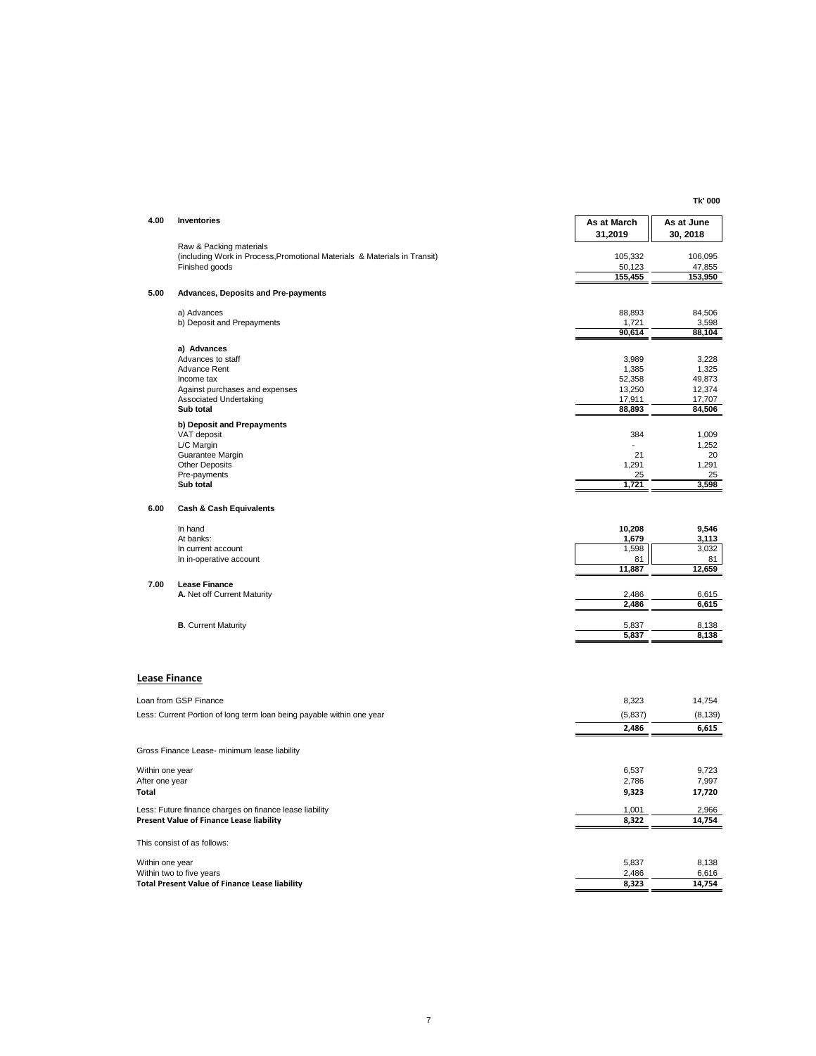Tk' 000

| | | As at March 31,2019 | As at June 30, 2018 |
|---|---|---|---|
| **4.00** | **Inventories** | | |
| | Raw & Packing materials (including Work in Process,Promotional Materials & Materials in Transit) | 105,332 | 106,095 |
| | Finished goods | 50,123 | 47,855 |
| | | **155,455** | **153,950** |
| **5.00** | **Advances, Deposits and Pre-payments** | | |
| | a) Advances | 88,893 | 84,506 |
| | b) Deposit and Prepayments | 1,721 | 3,598 |
| | | **90,614** | **88,104** |
| | **a) Advances** | | |
| | Advances to staff | 3,989 | 3,228 |
| | Advance Rent | 1,385 | 1,325 |
| | Income tax | 52,358 | 49,873 |
| | Against purchases and expenses | 13,250 | 12,374 |
| | Associated Undertaking | 17,911 | 17,707 |
| | **Sub total** | **88,893** | **84,506** |
| | **b) Deposit and Prepayments** | | |
| | VAT deposit | 384 | 1,009 |
| | L/C Margin | - | 1,252 |
| | Guarantee Margin | 21 | 20 |
| | Other Deposits | 1,291 | 1,291 |
| | Pre-payments | 25 | 25 |
| | **Sub total** | **1,721** | **3,598** |
| **6.00** | **Cash & Cash Equivalents** | | |
| | In hand | **10,208** | **9,546** |
| | At banks: | **1,679** | **3,113** |
| | In current account | 1,598 | 3,032 |
| | In in-operative account | 81 | 81 |
| | | **11,887** | **12,659** |
| **7.00** | **Lease Finance** | | |
| | **A.** Net off Current Maturity | 2,486 | 6,615 |
| | | **2,486** | **6,615** |
| | **B**. Current Maturity | 5,837 | 8,138 |
| | | **5,837** | **8,138** |

## Lease Finance

| | | |
|---|---|---|
| Loan from GSP Finance | 8,323 | 14,754 |
| Less: Current Portion of long term loan being payable within one year | (5,837) | (8,139) |
| | **2,486** | **6,615** |
| Gross Finance Lease- minimum lease liability | | |
| Within one year | 6,537 | 9,723 |
| After one year | 2,786 | 7,997 |
| **Total** | **9,323** | **17,720** |
| Less: Future finance charges on finance lease liability | 1,001 | 2,966 |
| **Present Value of Finance Lease liability** | **8,322** | **14,754** |
| This consist of as follows: | | |
| Within one year | 5,837 | 8,138 |
| Within two to five years | 2,486 | 6,616 |
| **Total Present Value of Finance Lease liability** | **8,323** | **14,754** |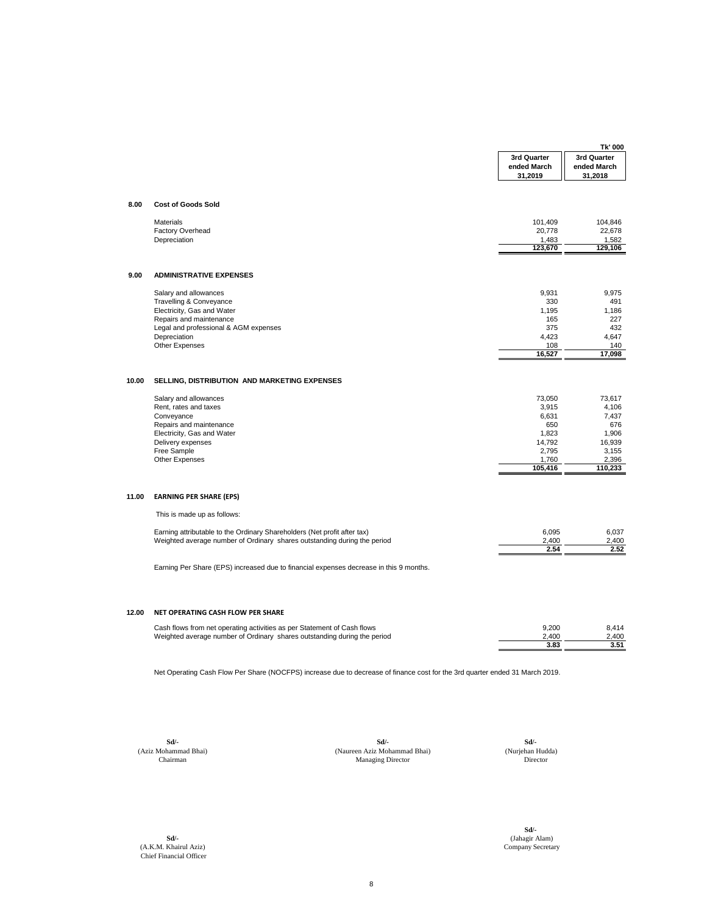| | | 3rd Quarter ended March 31,2019 | 3rd Quarter ended March 31,2018 |
|---|---|---|---|
| | | | Tk' 000 |
| **8.00** | **Cost of Goods Sold** | | |
| | Materials | 101,409 | 104,846 |
| | Factory Overhead | 20,778 | 22,678 |
| | Depreciation | 1,483 | 1,582 |
| | | 123,670 | 129,106 |
| **9.00** | **ADMINISTRATIVE EXPENSES** | | |
| | Salary and allowances | 9,931 | 9,975 |
| | Travelling & Conveyance | 330 | 491 |
| | Electricity, Gas and Water | 1,195 | 1,186 |
| | Repairs and maintenance | 165 | 227 |
| | Legal and professional & AGM expenses | 375 | 432 |
| | Depreciation | 4,423 | 4,647 |
| | Other Expenses | 108 | 140 |
| | | 16,527 | 17,098 |
| **10.00** | **SELLING, DISTRIBUTION AND MARKETING EXPENSES** | | |
| | Salary and allowances | 73,050 | 73,617 |
| | Rent, rates and taxes | 3,915 | 4,106 |
| | Conveyance | 6,631 | 7,437 |
| | Repairs and maintenance | 650 | 676 |
| | Electricity, Gas and Water | 1,823 | 1,906 |
| | Delivery expenses | 14,792 | 16,939 |
| | Free Sample | 2,795 | 3,155 |
| | Other Expenses | 1,760 | 2,396 |
| | | 105,416 | 110,233 |
| **11.00** | **EARNING PER SHARE (EPS)** | | |
| | This is made up as follows: | | |
| | Earning attributable to the Ordinary Shareholders (Net profit after tax) | 6,095 | 6,037 |
| | Weighted average number of Ordinary shares outstanding during the period | 2,400 | 2,400 |
| | | 2.54 | 2.52 |

Earning Per Share (EPS) increased due to financial expenses decrease in this 9 months.

| | | | |
|---|---|---|---|
| **12.00** | **NET OPERATING CASH FLOW PER SHARE** | | |
| | Cash flows from net operating activities as per Statement of Cash flows | 9,200 | 8,414 |
| | Weighted average number of Ordinary shares outstanding during the period | 2,400 | 2,400 |
| | | 3.83 | 3.51 |

Net Operating Cash Flow Per Share (NOCFPS) increase due to decrease of finance cost for the 3rd quarter ended 31 March 2019.

| Sd/- | Sd/- | Sd/- |
|---|---|---|
| (Aziz Mohammad Bhai) | (Naureen Aziz Mohammad Bhai) | (Nurjehan Hudda) |
| Chairman | Managing Director | Director |

| Sd/- | Sd/- |
|---|---|
| (A.K.M. Khairul Aziz) | (Jahagir Alam) |
| Chief Financial Officer | Company Secretary |